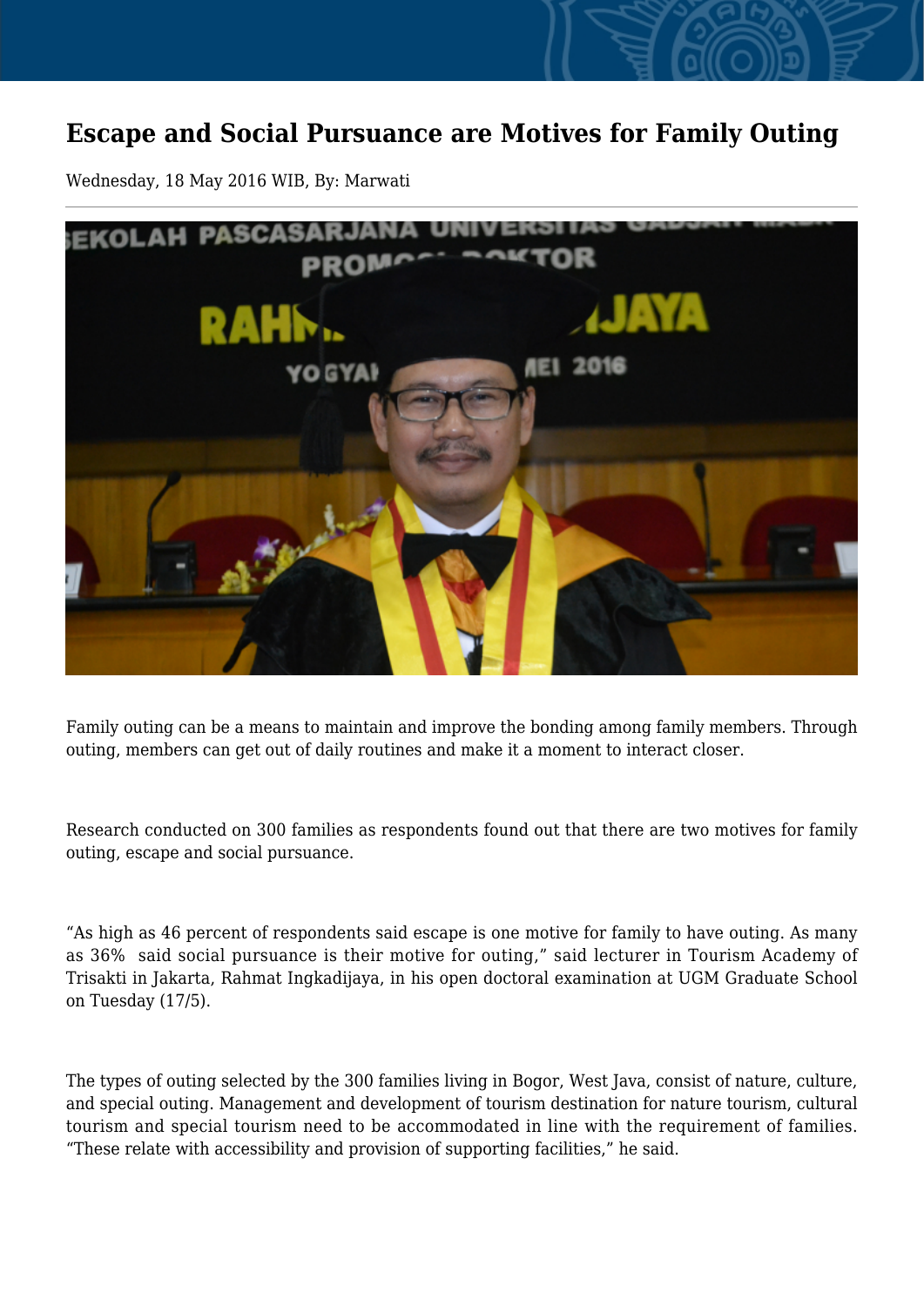# Escape and Social Pursuance are Motives for Family Outing

Wednesday, 18 May 2016 WIB, By: Marwati

---

Family outing can be a means to maintain and improve the bonding among family members. Through outing, members can get out of daily routines and make it a moment to interact closer.

Research conducted on 300 families as respondents found out that there are two motives for family outing, escape and social pursuance.

"As high as 46 percent of respondents said escape is one motive for family to have outing. As many as 36%  said social pursuance is their motive for outing," said lecturer in Tourism Academy of Trisakti in Jakarta, Rahmat Ingkadijaya, in his open doctoral examination at UGM Graduate School on Tuesday (17/5).

The types of outing selected by the 300 families living in Bogor, West Java, consist of nature, culture, and special outing. Management and development of tourism destination for nature tourism, cultural tourism and special tourism need to be accommodated in line with the requirement of families. "These relate with accessibility and provision of supporting facilities," he said.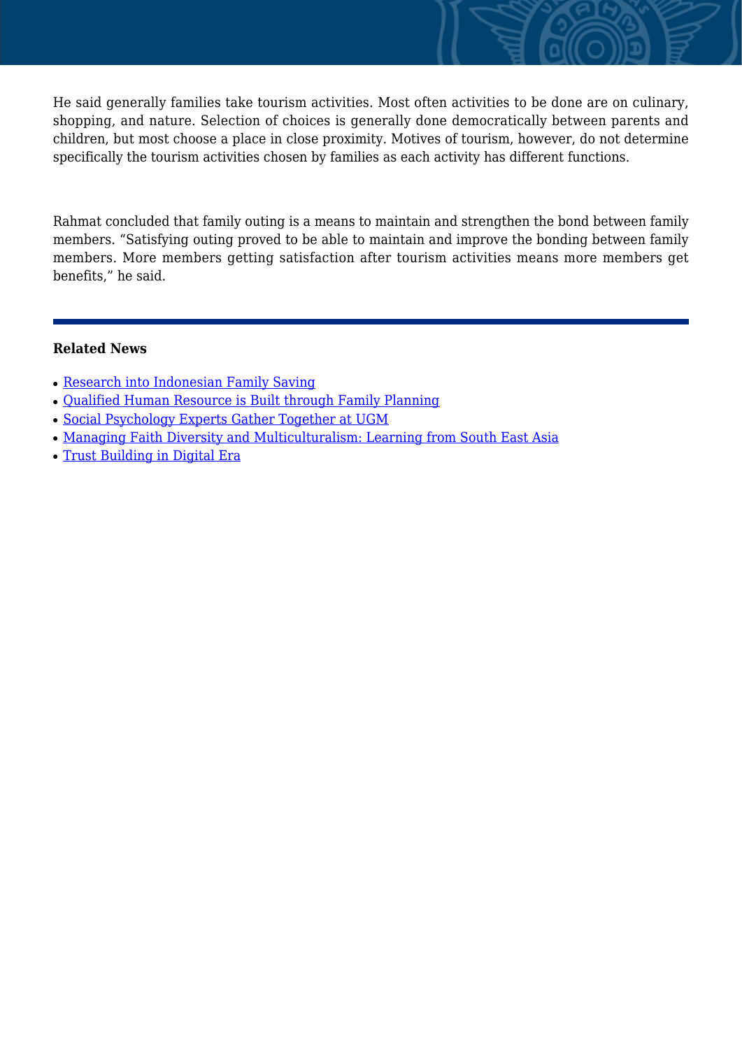He said generally families take tourism activities. Most often activities to be done are on culinary, shopping, and nature. Selection of choices is generally done democratically between parents and children, but most choose a place in close proximity. Motives of tourism, however, do not determine specifically the tourism activities chosen by families as each activity has different functions.

Rahmat concluded that family outing is a means to maintain and strengthen the bond between family members. "Satisfying outing proved to be able to maintain and improve the bonding between family members. More members getting satisfaction after tourism activities means more members get benefits," he said.

---

**Related News**

- Research into Indonesian Family Saving
- Qualified Human Resource is Built through Family Planning
- Social Psychology Experts Gather Together at UGM
- Managing Faith Diversity and Multiculturalism: Learning from South East Asia
- Trust Building in Digital Era